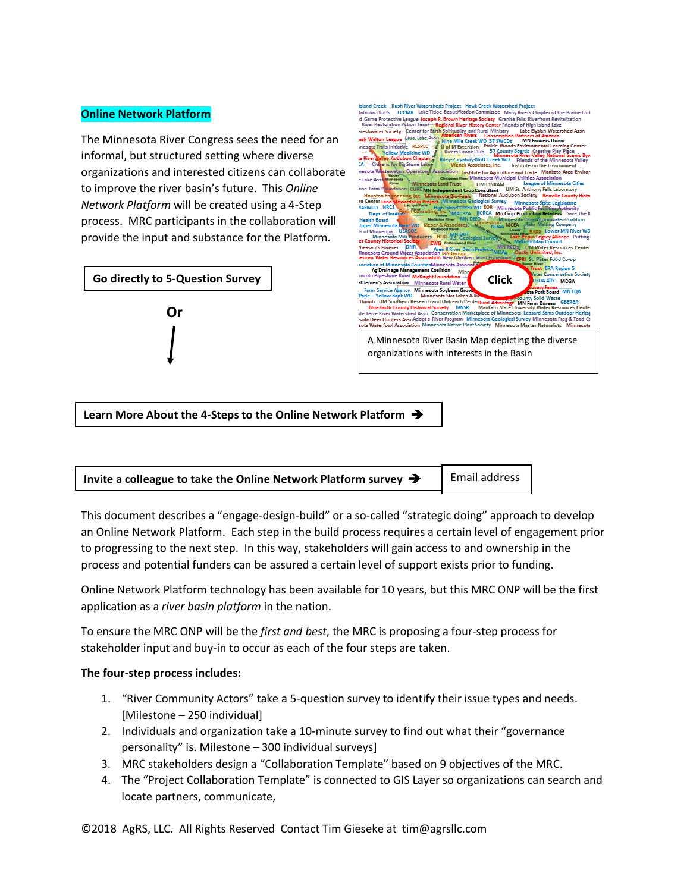**Online Network Platform**

The Minnesota River Congress sees the need for an informal, but structured setting where diverse organizations and interested citizens can collaborate to improve the river basin's future. This *Online Network Platform* will be created using a 4-Step process. MRC participants in the collaboration will provide the input and substance for the Platform.

**Go directly to 5-Question Survey**

**Or**

A Minnesota River Basin Map depicting the diverse organizations with interests in the Basin

**Learn More About the 4-Steps to the Online Network Platform ➔**

**Invite a colleague to take the Online Network Platform survey ➔** Email address

This document describes a "engage-design-build" or a so-called "strategic doing" approach to develop an Online Network Platform. Each step in the build process requires a certain level of engagement prior to progressing to the next step. In this way, stakeholders will gain access to and ownership in the process and potential funders can be assured a certain level of support exists prior to funding.

Online Network Platform technology has been available for 10 years, but this MRC ONP will be the first application as a *river basin platform* in the nation.

To ensure the MRC ONP will be the *first and best*, the MRC is proposing a four-step process for stakeholder input and buy-in to occur as each of the four steps are taken.

**The four-step process includes:**

1. "River Community Actors" take a 5-question survey to identify their issue types and needs. [Milestone – 250 individual]
2. Individuals and organization take a 10-minute survey to find out what their "governance personality" is. Milestone – 300 individual surveys]
3. MRC stakeholders design a "Collaboration Template" based on 9 objectives of the MRC.
4. The "Project Collaboration Template" is connected to GIS Layer so organizations can search and locate partners, communicate,

©2018 AgRS, LLC. All Rights Reserved Contact Tim Gieseke at tim@agrsllc.com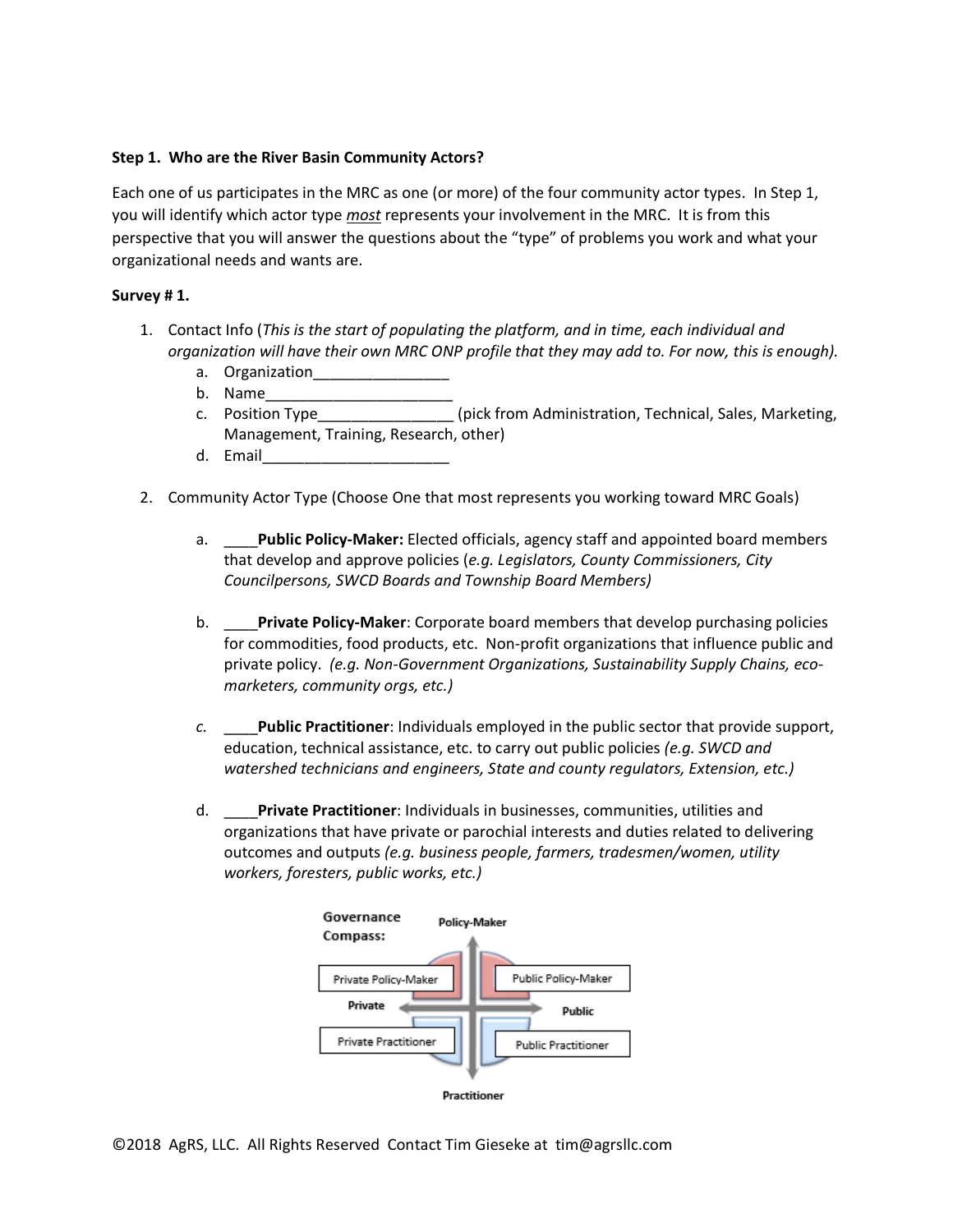**Step 1. Who are the River Basin Community Actors?**

Each one of us participates in the MRC as one (or more) of the four community actor types. In Step 1, you will identify which actor type *most* represents your involvement in the MRC. It is from this perspective that you will answer the questions about the "type" of problems you work and what your organizational needs and wants are.

**Survey # 1.**

1. Contact Info (*This is the start of populating the platform, and in time, each individual and organization will have their own MRC ONP profile that they may add to. For now, this is enough).*
   a. Organization________________
   b. Name______________________
   c. Position Type________________ (pick from Administration, Technical, Sales, Marketing, Management, Training, Research, other)
   d. Email______________________

2. Community Actor Type (Choose One that most represents you working toward MRC Goals)

   a. ____**Public Policy-Maker:** Elected officials, agency staff and appointed board members that develop and approve policies (*e.g. Legislators, County Commissioners, City Councilpersons, SWCD Boards and Township Board Members)*

   b. ____**Private Policy-Maker**: Corporate board members that develop purchasing policies for commodities, food products, etc. Non-profit organizations that influence public and private policy. *(e.g. Non-Government Organizations, Sustainability Supply Chains, eco-marketers, community orgs, etc.)*

   c. ____**Public Practitioner**: Individuals employed in the public sector that provide support, education, technical assistance, etc. to carry out public policies *(e.g. SWCD and watershed technicians and engineers, State and county regulators, Extension, etc.)*

   d. ____**Private Practitioner**: Individuals in businesses, communities, utilities and organizations that have private or parochial interests and duties related to delivering outcomes and outputs *(e.g. business people, farmers, tradesmen/women, utility workers, foresters, public works, etc.)*

**Governance Compass:**

| Private | Policy-Maker | Public |
|---|---|---|
| Private Policy-Maker | | Public Policy-Maker |
| Private Practitioner | | Public Practitioner |
| | Practitioner | |

©2018 AgRS, LLC. All Rights Reserved Contact Tim Gieseke at tim@agrsllc.com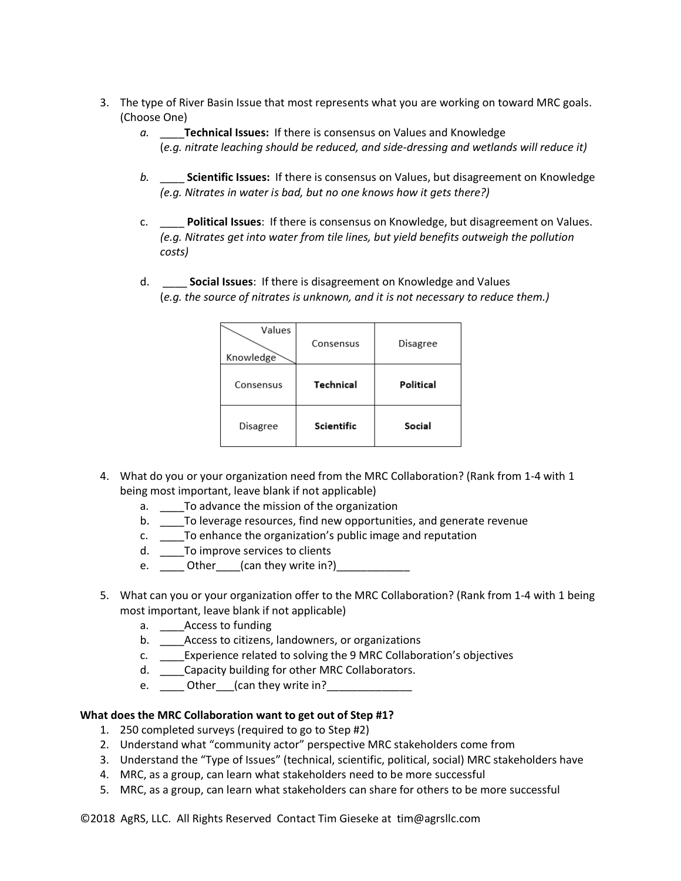3. The type of River Basin Issue that most represents what you are working on toward MRC goals. (Choose One)
   a. ____**Technical Issues:** If there is consensus on Values and Knowledge (*e.g. nitrate leaching should be reduced, and side-dressing and wetlands will reduce it)*

   b. ____ **Scientific Issues:** If there is consensus on Values, but disagreement on Knowledge *(e.g. Nitrates in water is bad, but no one knows how it gets there?)*

   c. ____ **Political Issues**: If there is consensus on Knowledge, but disagreement on Values. *(e.g. Nitrates get into water from tile lines, but yield benefits outweigh the pollution costs)*

   d. ____ **Social Issues**: If there is disagreement on Knowledge and Values (*e.g. the source of nitrates is unknown, and it is not necessary to reduce them.)*

| Knowledge \ Values | Consensus | Disagree |
|---|---|---|
| Consensus | **Technical** | **Political** |
| Disagree | **Scientific** | **Social** |

4. What do you or your organization need from the MRC Collaboration? (Rank from 1-4 with 1 being most important, leave blank if not applicable)
   a. ____To advance the mission of the organization
   b. ____To leverage resources, find new opportunities, and generate revenue
   c. ____To enhance the organization's public image and reputation
   d. ____To improve services to clients
   e. ____ Other____(can they write in?)____________

5. What can you or your organization offer to the MRC Collaboration? (Rank from 1-4 with 1 being most important, leave blank if not applicable)
   a. ____Access to funding
   b. ____Access to citizens, landowners, or organizations
   c. ____Experience related to solving the 9 MRC Collaboration's objectives
   d. ____Capacity building for other MRC Collaborators.
   e. ____ Other___(can they write in?______________

**What does the MRC Collaboration want to get out of Step #1?**

1. 250 completed surveys (required to go to Step #2)
2. Understand what "community actor" perspective MRC stakeholders come from
3. Understand the "Type of Issues" (technical, scientific, political, social) MRC stakeholders have
4. MRC, as a group, can learn what stakeholders need to be more successful
5. MRC, as a group, can learn what stakeholders can share for others to be more successful

©2018 AgRS, LLC. All Rights Reserved Contact Tim Gieseke at tim@agrsllc.com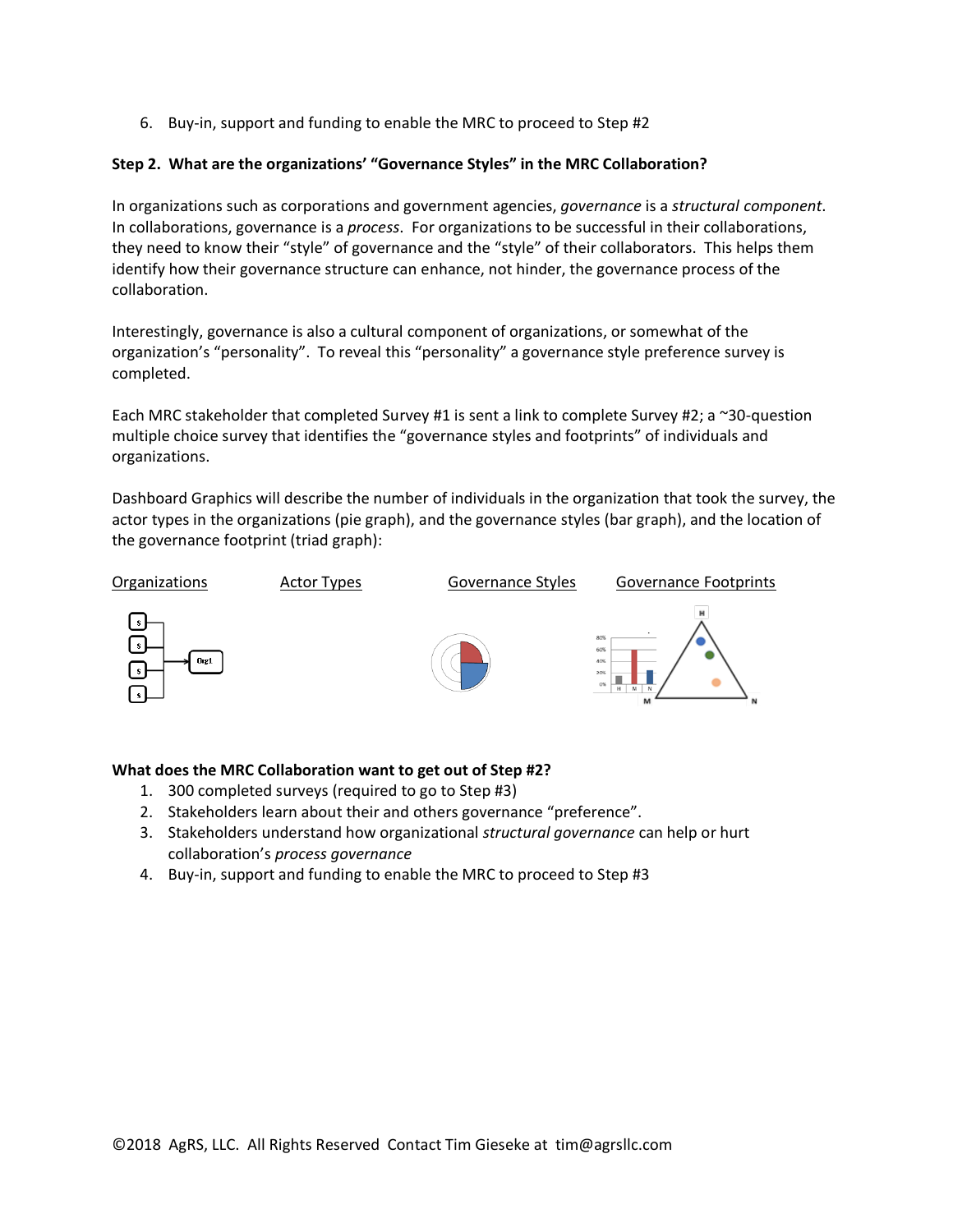6. Buy-in, support and funding to enable the MRC to proceed to Step #2

**Step 2. What are the organizations' "Governance Styles" in the MRC Collaboration?**

In organizations such as corporations and government agencies, *governance* is a *structural component*. In collaborations, governance is a *process*. For organizations to be successful in their collaborations, they need to know their "style" of governance and the "style" of their collaborators. This helps them identify how their governance structure can enhance, not hinder, the governance process of the collaboration.

Interestingly, governance is also a cultural component of organizations, or somewhat of the organization's "personality". To reveal this "personality" a governance style preference survey is completed.

Each MRC stakeholder that completed Survey #1 is sent a link to complete Survey #2; a ~30-question multiple choice survey that identifies the "governance styles and footprints" of individuals and organizations.

Dashboard Graphics will describe the number of individuals in the organization that took the survey, the actor types in the organizations (pie graph), and the governance styles (bar graph), and the location of the governance footprint (triad graph):

Organizations    Actor Types    Governance Styles    Governance Footprints

**What does the MRC Collaboration want to get out of Step #2?**

1. 300 completed surveys (required to go to Step #3)
2. Stakeholders learn about their and others governance "preference".
3. Stakeholders understand how organizational *structural governance* can help or hurt collaboration's *process governance*
4. Buy-in, support and funding to enable the MRC to proceed to Step #3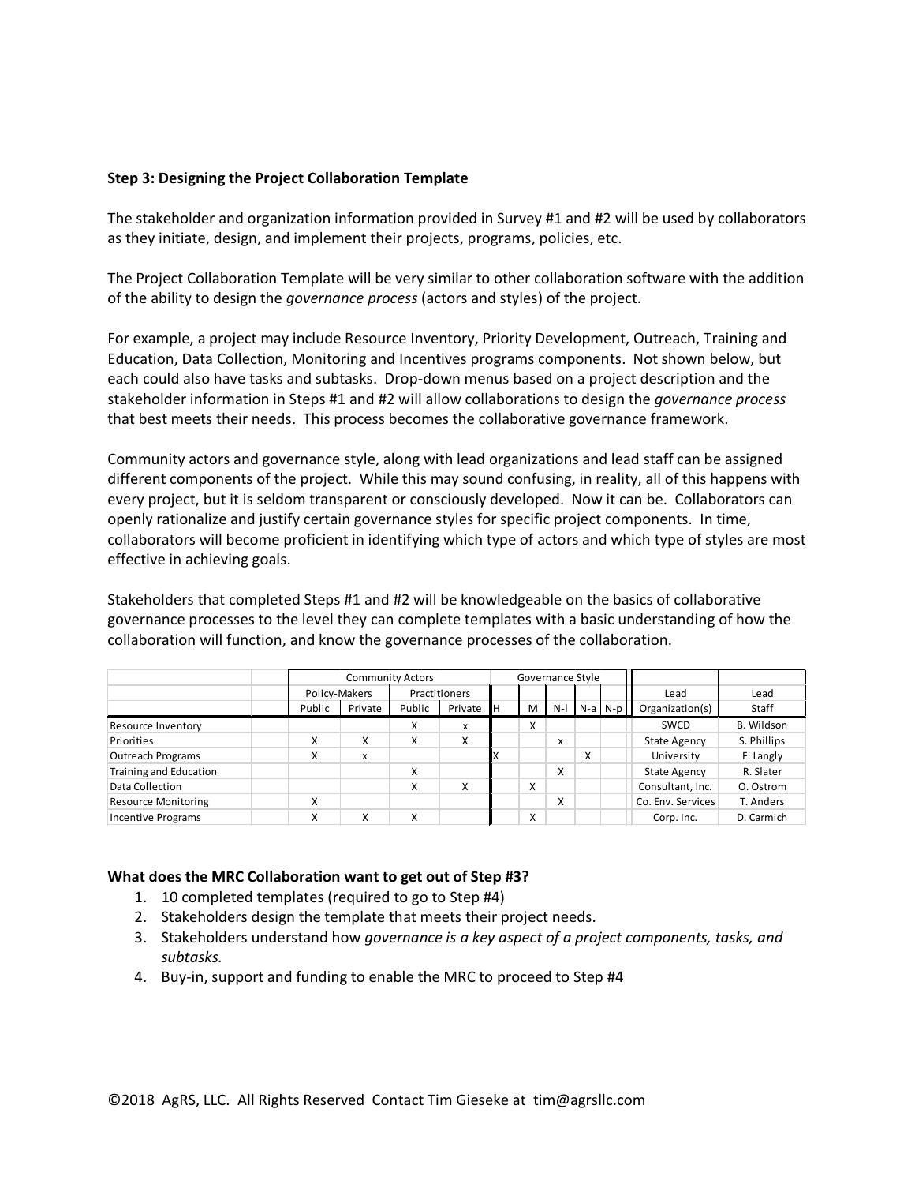**Step 3: Designing the Project Collaboration Template**

The stakeholder and organization information provided in Survey #1 and #2 will be used by collaborators as they initiate, design, and implement their projects, programs, policies, etc.

The Project Collaboration Template will be very similar to other collaboration software with the addition of the ability to design the *governance process* (actors and styles) of the project.

For example, a project may include Resource Inventory, Priority Development, Outreach, Training and Education, Data Collection, Monitoring and Incentives programs components. Not shown below, but each could also have tasks and subtasks. Drop-down menus based on a project description and the stakeholder information in Steps #1 and #2 will allow collaborations to design the *governance process* that best meets their needs. This process becomes the collaborative governance framework.

Community actors and governance style, along with lead organizations and lead staff can be assigned different components of the project. While this may sound confusing, in reality, all of this happens with every project, but it is seldom transparent or consciously developed. Now it can be. Collaborators can openly rationalize and justify certain governance styles for specific project components. In time, collaborators will become proficient in identifying which type of actors and which type of styles are most effective in achieving goals.

Stakeholders that completed Steps #1 and #2 will be knowledgeable on the basics of collaborative governance processes to the level they can complete templates with a basic understanding of how the collaboration will function, and know the governance processes of the collaboration.

| | | Community Actors | | | | Governance Style | | | | | | |
|---|---|---|---|---|---|---|---|---|---|---|---|---|
| | | Policy-Makers | | Practitioners | | | | | | | Lead | Lead |
| | | Public | Private | Public | Private | H | M | N-l | N-a | N-p | Organization(s) | Staff |
| Resource Inventory | | | | X | x | | X | | | | SWCD | B. Wildson |
| Priorities | | X | X | X | X | | | x | | | State Agency | S. Phillips |
| Outreach Programs | | X | x | | | X | | | X | | University | F. Langly |
| Training and Education | | | | X | | | | X | | | State Agency | R. Slater |
| Data Collection | | | | X | X | | X | | | | Consultant, Inc. | O. Ostrom |
| Resource Monitoring | | X | | | | | | X | | | Co. Env. Services | T. Anders |
| Incentive Programs | | X | X | X | | | X | | | | Corp. Inc. | D. Carmich |

**What does the MRC Collaboration want to get out of Step #3?**

1. 10 completed templates (required to go to Step #4)
2. Stakeholders design the template that meets their project needs.
3. Stakeholders understand how *governance is a key aspect of a project components, tasks, and subtasks.*
4. Buy-in, support and funding to enable the MRC to proceed to Step #4

©2018 AgRS, LLC. All Rights Reserved Contact Tim Gieseke at tim@agrsllc.com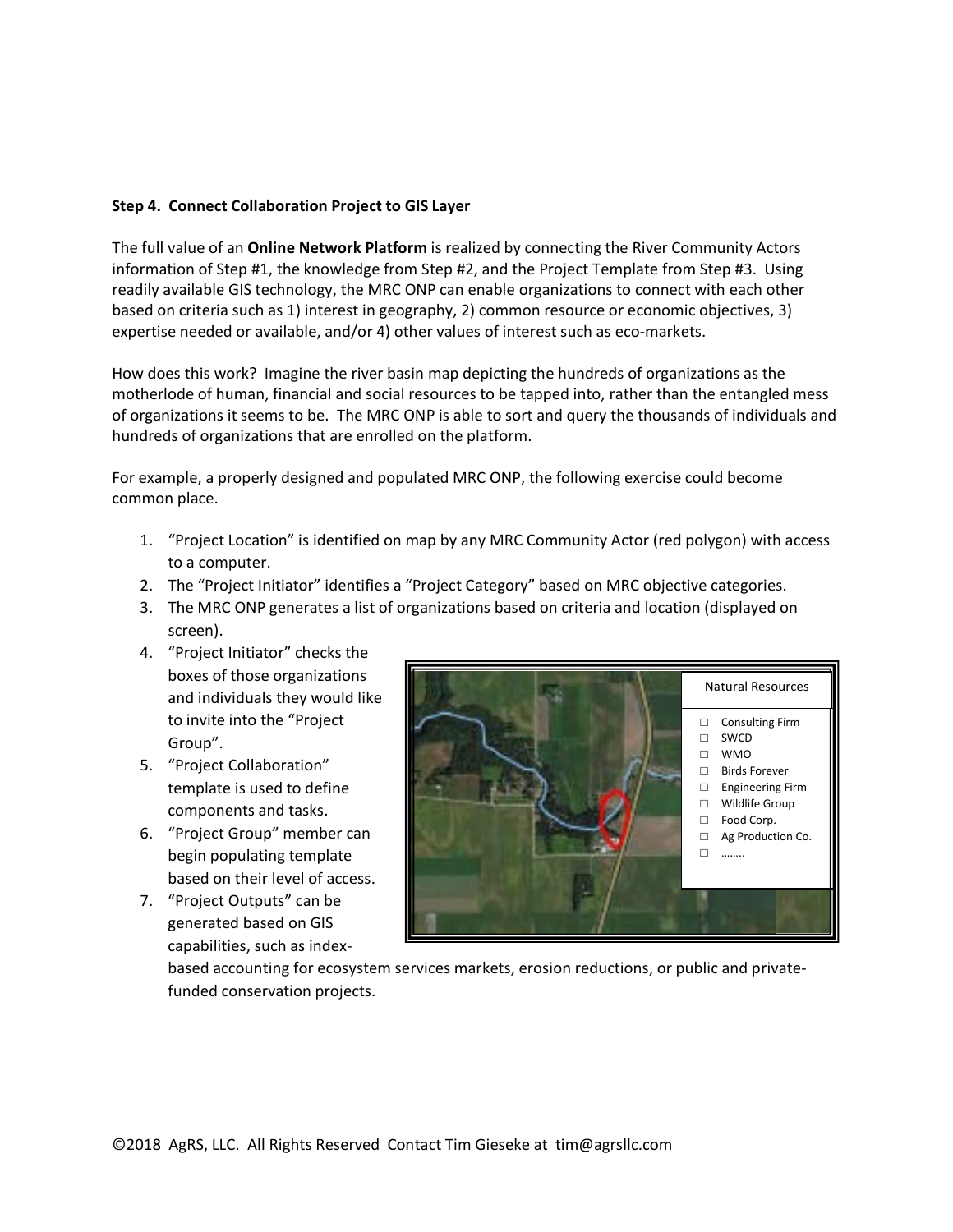**Step 4. Connect Collaboration Project to GIS Layer**

The full value of an **Online Network Platform** is realized by connecting the River Community Actors information of Step #1, the knowledge from Step #2, and the Project Template from Step #3. Using readily available GIS technology, the MRC ONP can enable organizations to connect with each other based on criteria such as 1) interest in geography, 2) common resource or economic objectives, 3) expertise needed or available, and/or 4) other values of interest such as eco-markets.

How does this work? Imagine the river basin map depicting the hundreds of organizations as the motherlode of human, financial and social resources to be tapped into, rather than the entangled mess of organizations it seems to be. The MRC ONP is able to sort and query the thousands of individuals and hundreds of organizations that are enrolled on the platform.

For example, a properly designed and populated MRC ONP, the following exercise could become common place.

1. "Project Location" is identified on map by any MRC Community Actor (red polygon) with access to a computer.
2. The "Project Initiator" identifies a "Project Category" based on MRC objective categories.
3. The MRC ONP generates a list of organizations based on criteria and location (displayed on screen).
4. "Project Initiator" checks the boxes of those organizations and individuals they would like to invite into the "Project Group".
5. "Project Collaboration" template is used to define components and tasks.
6. "Project Group" member can begin populating template based on their level of access.
7. "Project Outputs" can be generated based on GIS capabilities, such as index-based accounting for ecosystem services markets, erosion reductions, or public and private-funded conservation projects.

Natural Resources

- □ Consulting Firm
- □ SWCD
- □ WMO
- □ Birds Forever
- □ Engineering Firm
- □ Wildlife Group
- □ Food Corp.
- □ Ag Production Co.
- □ ……..

©2018 AgRS, LLC. All Rights Reserved Contact Tim Gieseke at tim@agrsllc.com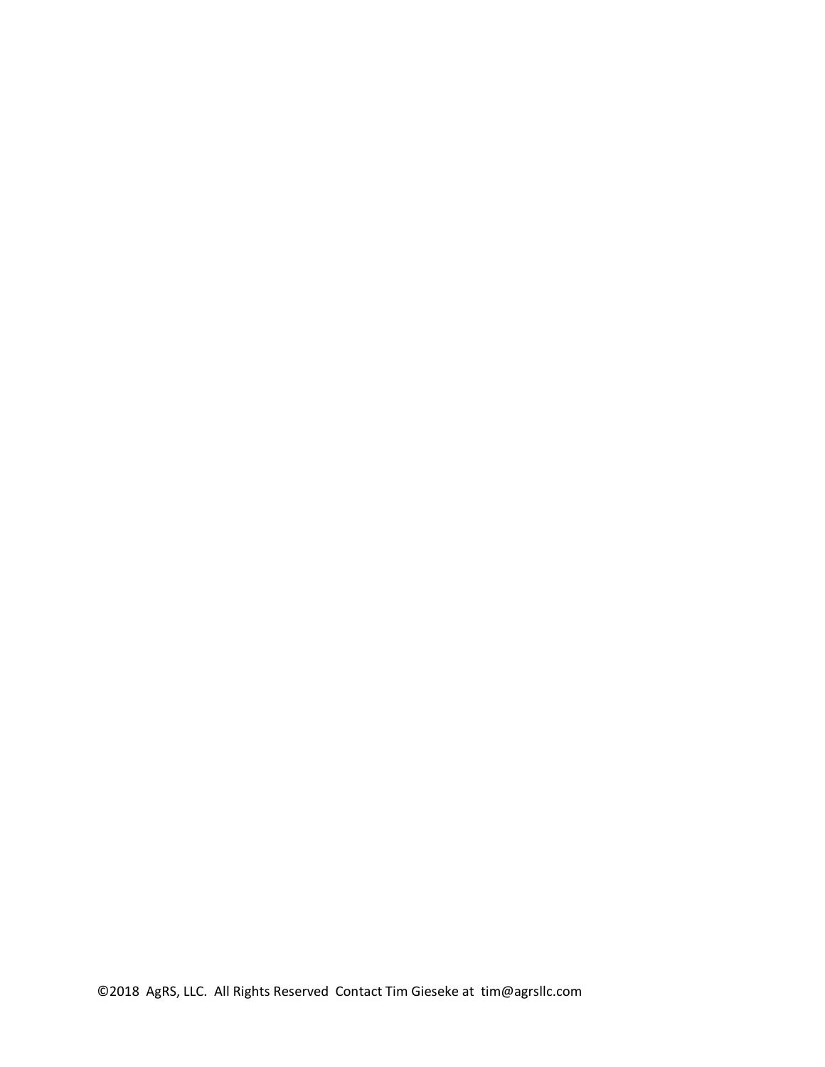©2018 AgRS, LLC. All Rights Reserved Contact Tim Gieseke at tim@agrsllc.com